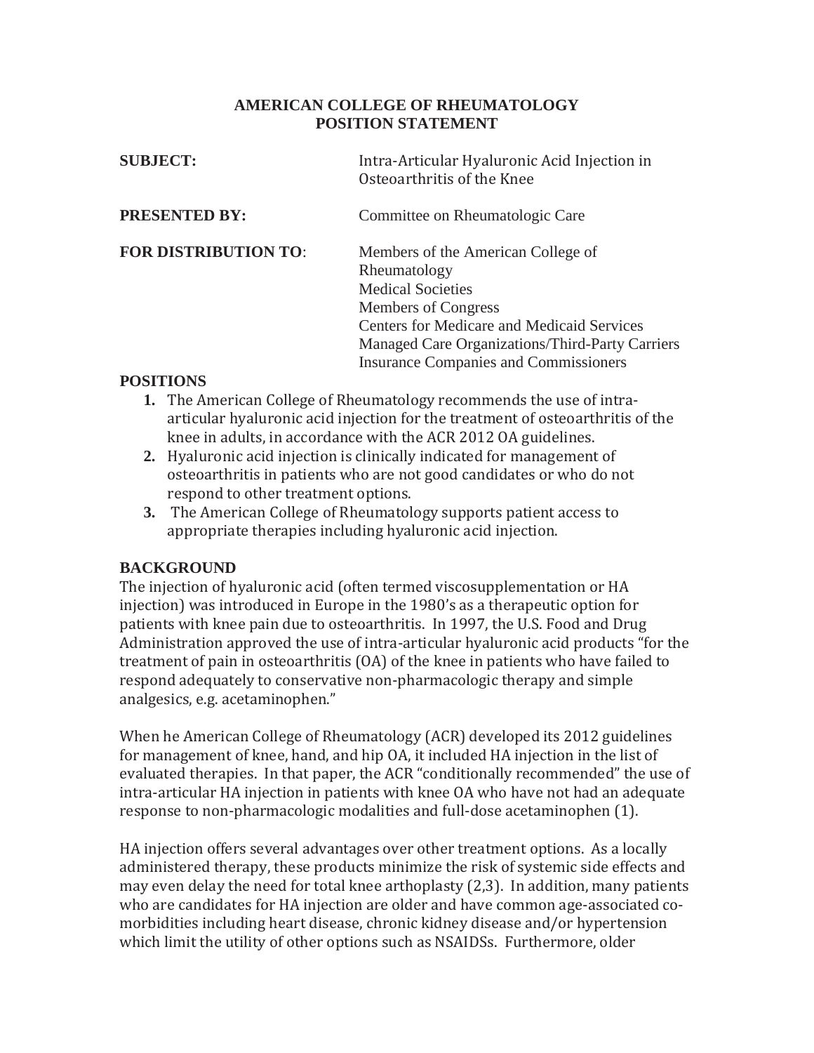**AMERICAN COLLEGE OF RHEUMATOLOGY**
**POSITION STATEMENT**

**SUBJECT:** Intra-Articular Hyaluronic Acid Injection in Osteoarthritis of the Knee

**PRESENTED BY:** Committee on Rheumatologic Care

**FOR DISTRIBUTION TO**: Members of the American College of Rheumatology
Medical Societies
Members of Congress
Centers for Medicare and Medicaid Services
Managed Care Organizations/Third-Party Carriers
Insurance Companies and Commissioners

## POSITIONS

1. The American College of Rheumatology recommends the use of intra-articular hyaluronic acid injection for the treatment of osteoarthritis of the knee in adults, in accordance with the ACR 2012 OA guidelines.
2. Hyaluronic acid injection is clinically indicated for management of osteoarthritis in patients who are not good candidates or who do not respond to other treatment options.
3. The American College of Rheumatology supports patient access to appropriate therapies including hyaluronic acid injection.

## BACKGROUND

The injection of hyaluronic acid (often termed viscosupplementation or HA injection) was introduced in Europe in the 1980's as a therapeutic option for patients with knee pain due to osteoarthritis. In 1997, the U.S. Food and Drug Administration approved the use of intra-articular hyaluronic acid products "for the treatment of pain in osteoarthritis (OA) of the knee in patients who have failed to respond adequately to conservative non-pharmacologic therapy and simple analgesics, e.g. acetaminophen."

When he American College of Rheumatology (ACR) developed its 2012 guidelines for management of knee, hand, and hip OA, it included HA injection in the list of evaluated therapies. In that paper, the ACR "conditionally recommended" the use of intra-articular HA injection in patients with knee OA who have not had an adequate response to non-pharmacologic modalities and full-dose acetaminophen (1).

HA injection offers several advantages over other treatment options. As a locally administered therapy, these products minimize the risk of systemic side effects and may even delay the need for total knee arthoplasty (2,3). In addition, many patients who are candidates for HA injection are older and have common age-associated co-morbidities including heart disease, chronic kidney disease and/or hypertension which limit the utility of other options such as NSAIDSs. Furthermore, older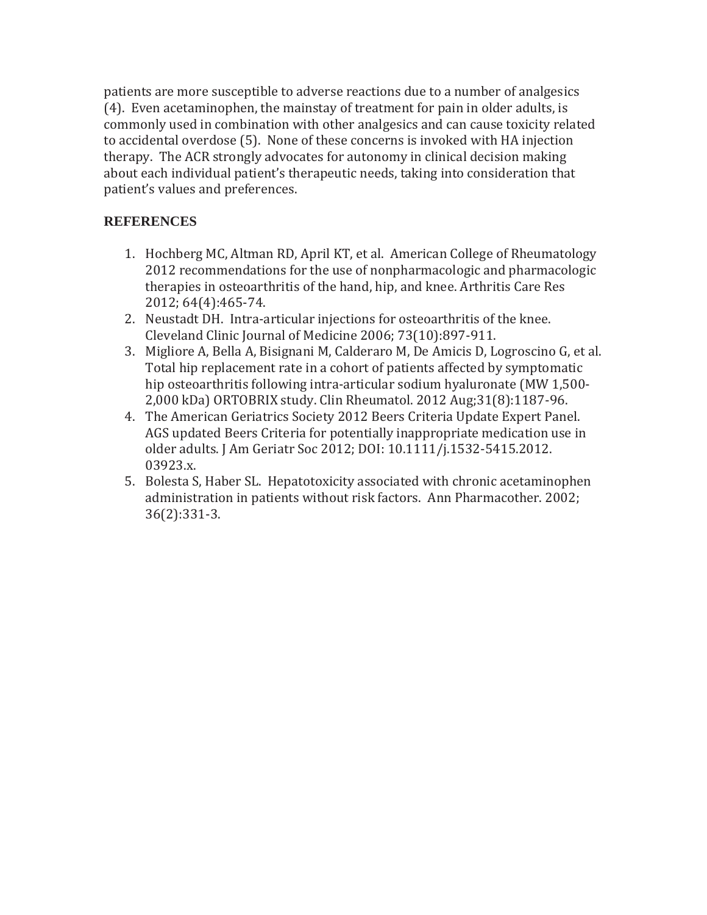patients are more susceptible to adverse reactions due to a number of analgesics (4). Even acetaminophen, the mainstay of treatment for pain in older adults, is commonly used in combination with other analgesics and can cause toxicity related to accidental overdose (5). None of these concerns is invoked with HA injection therapy. The ACR strongly advocates for autonomy in clinical decision making about each individual patient's therapeutic needs, taking into consideration that patient's values and preferences.

## REFERENCES

1. Hochberg MC, Altman RD, April KT, et al. American College of Rheumatology 2012 recommendations for the use of nonpharmacologic and pharmacologic therapies in osteoarthritis of the hand, hip, and knee. Arthritis Care Res 2012; 64(4):465-74.
2. Neustadt DH. Intra-articular injections for osteoarthritis of the knee. Cleveland Clinic Journal of Medicine 2006; 73(10):897-911.
3. Migliore A, Bella A, Bisignani M, Calderaro M, De Amicis D, Logroscino G, et al. Total hip replacement rate in a cohort of patients affected by symptomatic hip osteoarthritis following intra-articular sodium hyaluronate (MW 1,500-2,000 kDa) ORTOBRIX study. Clin Rheumatol. 2012 Aug;31(8):1187-96.
4. The American Geriatrics Society 2012 Beers Criteria Update Expert Panel. AGS updated Beers Criteria for potentially inappropriate medication use in older adults. J Am Geriatr Soc 2012; DOI: 10.1111/j.1532-5415.2012.03923.x.
5. Bolesta S, Haber SL. Hepatotoxicity associated with chronic acetaminophen administration in patients without risk factors. Ann Pharmacother. 2002; 36(2):331-3.